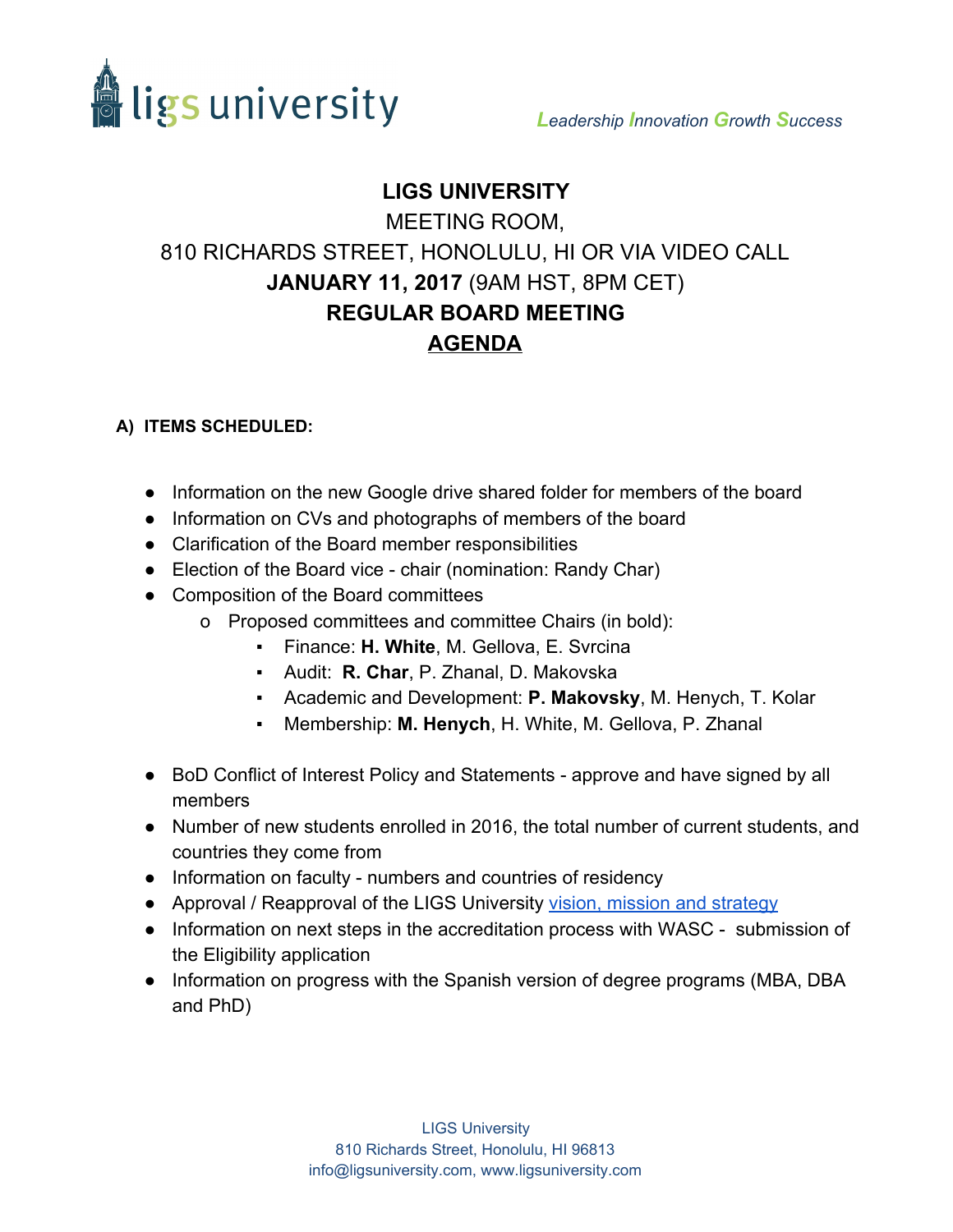ligs university

*Leadership Innovation Growth Success*

# LIGS UNIVERSITY

MEETING ROOM,

810 RICHARDS STREET, HONOLULU, HI OR VIA VIDEO CALL

**JANUARY 11, 2017** (9AM HST, 8PM CET)

**REGULAR BOARD MEETING**

**AGENDA**

### A) ITEMS SCHEDULED:

- Information on the new Google drive shared folder for members of the board
- Information on CVs and photographs of members of the board
- Clarification of the Board member responsibilities
- Election of the Board vice - chair (nomination: Randy Char)
- Composition of the Board committees
  - Proposed committees and committee Chairs (in bold):
    - Finance: **H. White**, M. Gellova, E. Svrcina
    - Audit: **R. Char**, P. Zhanal, D. Makovska
    - Academic and Development: **P. Makovsky**, M. Henych, T. Kolar
    - Membership: **M. Henych**, H. White, M. Gellova, P. Zhanal
- BoD Conflict of Interest Policy and Statements - approve and have signed by all members
- Number of new students enrolled in 2016, the total number of current students, and countries they come from
- Information on faculty - numbers and countries of residency
- Approval / Reapproval of the LIGS University vision, mission and strategy
- Information on next steps in the accreditation process with WASC - submission of the Eligibility application
- Information on progress with the Spanish version of degree programs (MBA, DBA and PhD)

LIGS University
810 Richards Street, Honolulu, HI 96813
info@ligsuniversity.com, www.ligsuniversity.com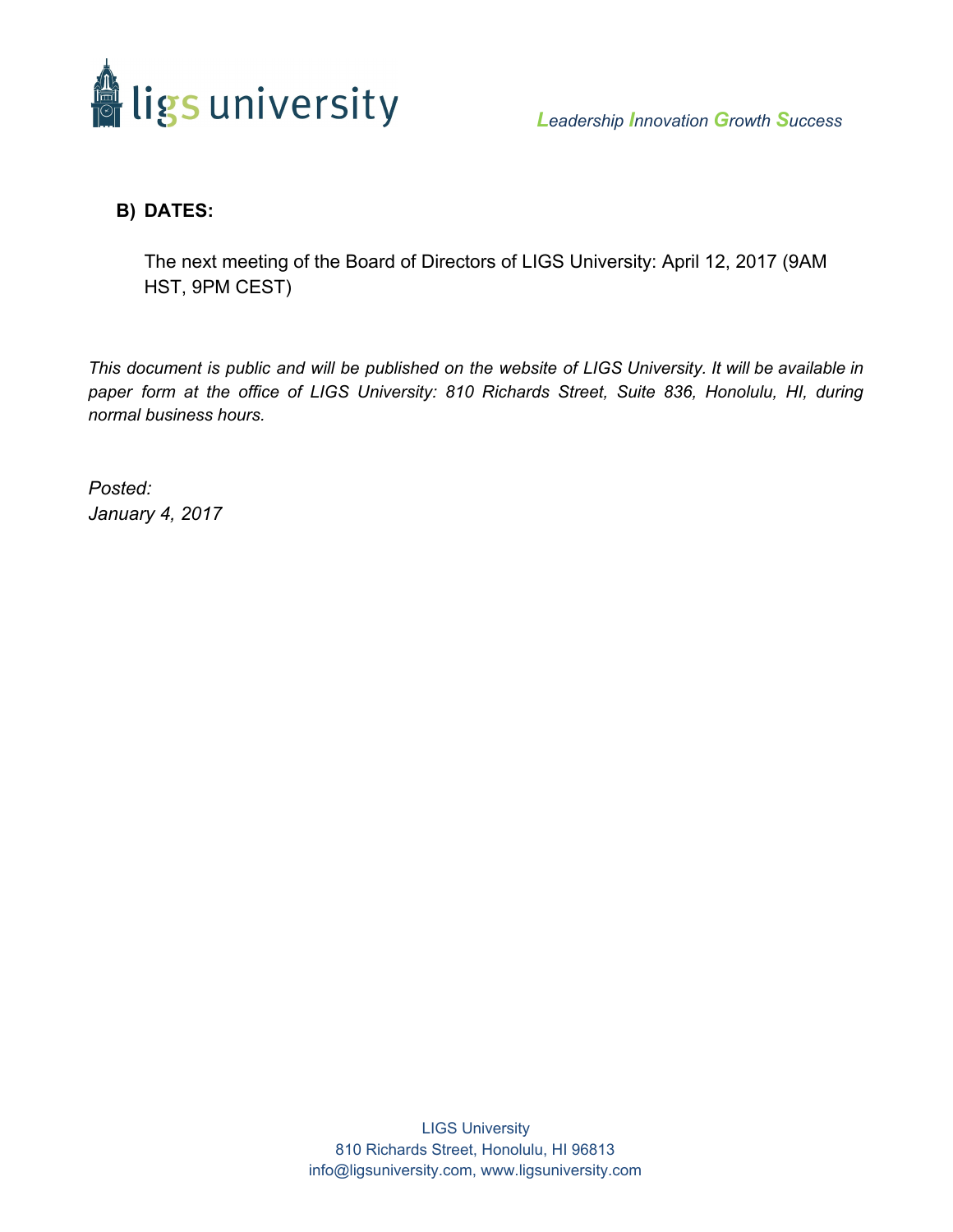**B) DATES:**

The next meeting of the Board of Directors of LIGS University: April 12, 2017 (9AM HST, 9PM CEST)

*This document is public and will be published on the website of LIGS University. It will be available in paper form at the office of LIGS University: 810 Richards Street, Suite 836, Honolulu, HI, during normal business hours.*

*Posted:*
*January 4, 2017*